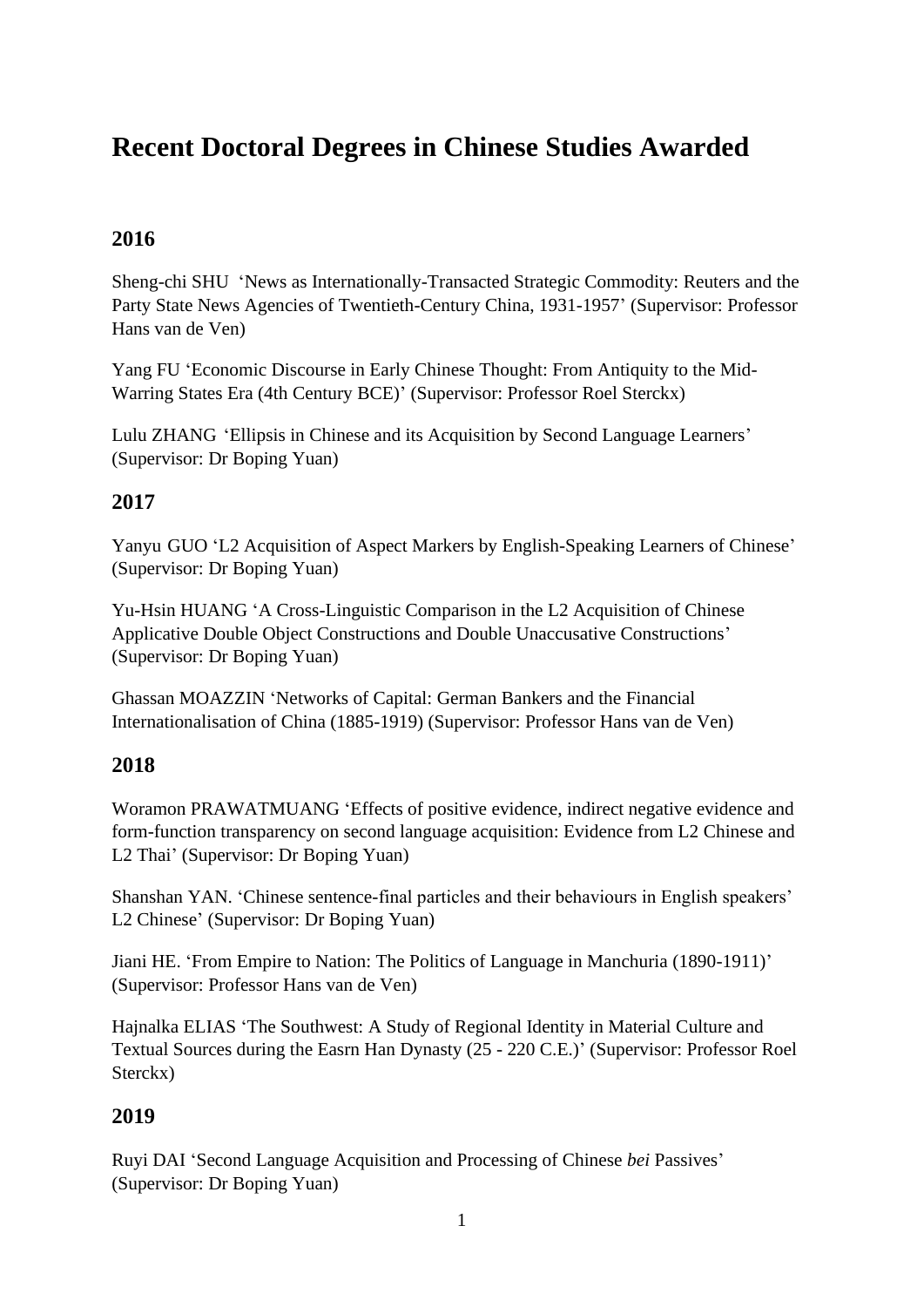# Recent Doctoral Degrees in Chinese Studies Awarded

## 2016

Sheng-chi SHU 'News as Internationally-Transacted Strategic Commodity: Reuters and the Party State News Agencies of Twentieth-Century China, 1931-1957' (Supervisor: Professor Hans van de Ven)

Yang FU 'Economic Discourse in Early Chinese Thought: From Antiquity to the Mid-Warring States Era (4th Century BCE)' (Supervisor: Professor Roel Sterckx)

Lulu ZHANG 'Ellipsis in Chinese and its Acquisition by Second Language Learners' (Supervisor: Dr Boping Yuan)

## 2017

Yanyu GUO 'L2 Acquisition of Aspect Markers by English-Speaking Learners of Chinese' (Supervisor: Dr Boping Yuan)

Yu-Hsin HUANG 'A Cross-Linguistic Comparison in the L2 Acquisition of Chinese Applicative Double Object Constructions and Double Unaccusative Constructions' (Supervisor: Dr Boping Yuan)

Ghassan MOAZZIN 'Networks of Capital: German Bankers and the Financial Internationalisation of China (1885-1919) (Supervisor: Professor Hans van de Ven)

## 2018

Woramon PRAWATMUANG 'Effects of positive evidence, indirect negative evidence and form-function transparency on second language acquisition: Evidence from L2 Chinese and L2 Thai' (Supervisor: Dr Boping Yuan)

Shanshan YAN. 'Chinese sentence-final particles and their behaviours in English speakers' L2 Chinese' (Supervisor: Dr Boping Yuan)

Jiani HE. 'From Empire to Nation: The Politics of Language in Manchuria (1890-1911)' (Supervisor: Professor Hans van de Ven)

Hajnalka ELIAS 'The Southwest: A Study of Regional Identity in Material Culture and Textual Sources during the Easrn Han Dynasty (25 - 220 C.E.)' (Supervisor: Professor Roel Sterckx)

## 2019

Ruyi DAI 'Second Language Acquisition and Processing of Chinese *bei* Passives' (Supervisor: Dr Boping Yuan)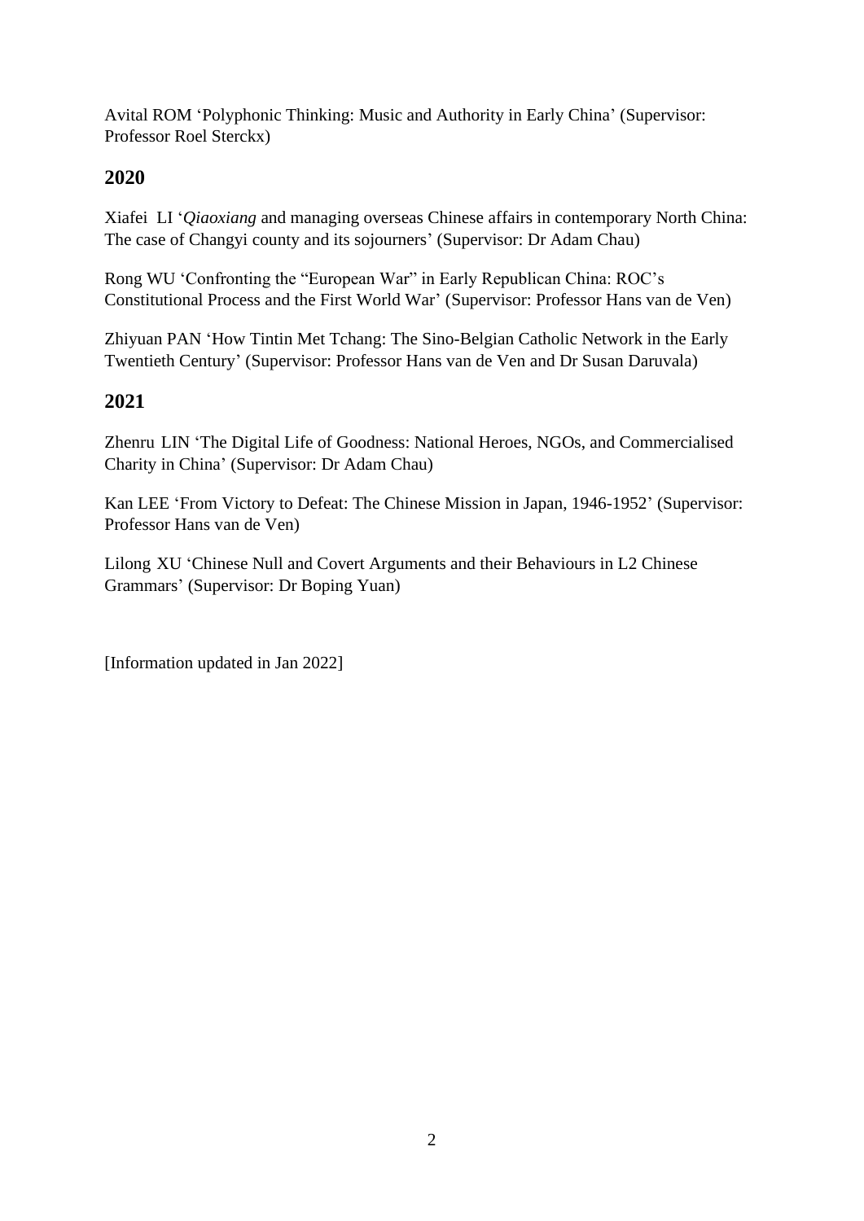Avital ROM ‘Polyphonic Thinking: Music and Authority in Early China’ (Supervisor: Professor Roel Sterckx)

## 2020

Xiafei LI ‘*Qiaoxiang* and managing overseas Chinese affairs in contemporary North China: The case of Changyi county and its sojourners’ (Supervisor: Dr Adam Chau)

Rong WU ‘Confronting the “European War” in Early Republican China: ROC’s Constitutional Process and the First World War’ (Supervisor: Professor Hans van de Ven)

Zhiyuan PAN ‘How Tintin Met Tchang: The Sino-Belgian Catholic Network in the Early Twentieth Century’ (Supervisor: Professor Hans van de Ven and Dr Susan Daruvala)

## 2021

Zhenru LIN ‘The Digital Life of Goodness: National Heroes, NGOs, and Commercialised Charity in China’ (Supervisor: Dr Adam Chau)

Kan LEE ‘From Victory to Defeat: The Chinese Mission in Japan, 1946-1952’ (Supervisor: Professor Hans van de Ven)

Lilong XU ‘Chinese Null and Covert Arguments and their Behaviours in L2 Chinese Grammars’ (Supervisor: Dr Boping Yuan)

[Information updated in Jan 2022]